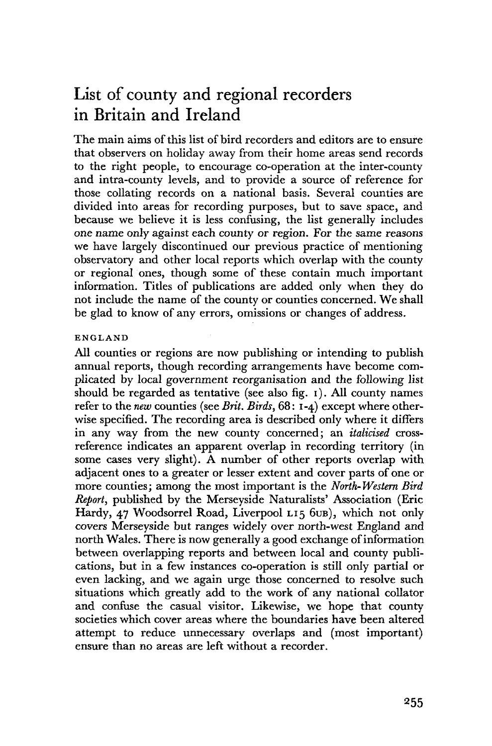# List of county and regional recorders in Britain and Ireland

The main aims of this list of bird recorders and editors are to ensure that observers on holiday away from their home areas send records to the right people, to encourage co-operation at the inter-county and intra-county levels, and to provide a source of reference for those collating records on a national basis. Several counties are divided into areas for recording purposes, but to save space, and because we believe it is less confusing, the list generally includes one name only against each county or region. For the same reasons we have largely discontinued our previous practice of mentioning observatory and other local reports which overlap with the county or regional ones, though some of these contain much important information. Titles of publications are added only when they do not include the name of the county or counties concerned. We shall be glad to know of any errors, omissions or changes of address.

## ENGLAND

All counties or regions are now publishing or intending to publish annual reports, though recording arrangements have become complicated by local government reorganisation and the following list should be regarded as tentative (see also fig. 1). All county names refer to the *new* counties (see *Brit. Birds*, 68: 1-4) except where otherwise specified. The recording area is described only where it differs in any way from the new county concerned; an *italicised* cross-reference indicates an apparent overlap in recording territory (in some cases very slight). A number of other reports overlap with adjacent ones to a greater or lesser extent and cover parts of one or more counties; among the most important is the *North-Western Bird Report*, published by the Merseyside Naturalists' Association (Eric Hardy, 47 Woodsorrel Road, Liverpool L15 6UB), which not only covers Merseyside but ranges widely over north-west England and north Wales. There is now generally a good exchange of information between overlapping reports and between local and county publications, but in a few instances co-operation is still only partial or even lacking, and we again urge those concerned to resolve such situations which greatly add to the work of any national collator and confuse the casual visitor. Likewise, we hope that county societies which cover areas where the boundaries have been altered attempt to reduce unnecessary overlaps and (most important) ensure than no areas are left without a recorder.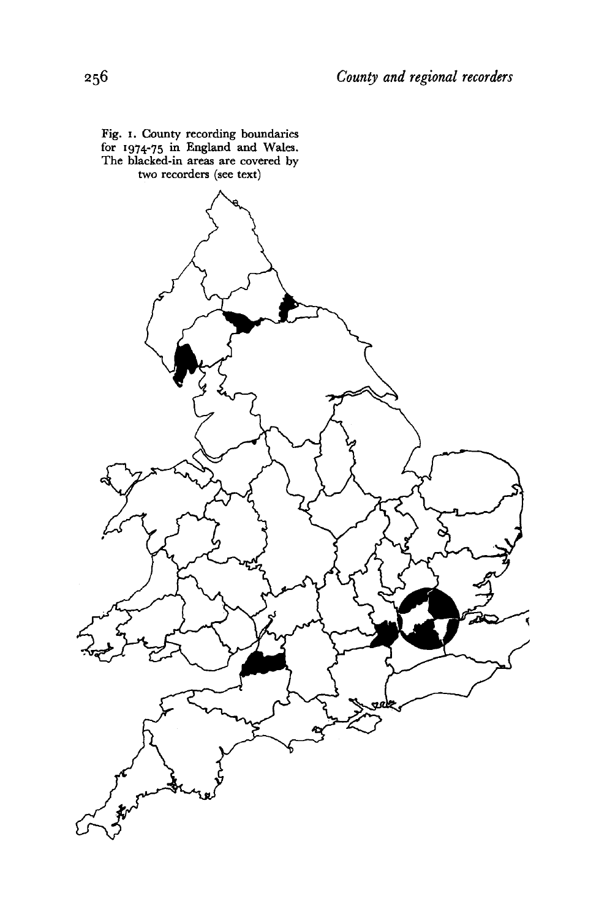Fig. 1. County recording boundaries for 1974-75 in England and Wales. The blacked-in areas are covered by two recorders (see text)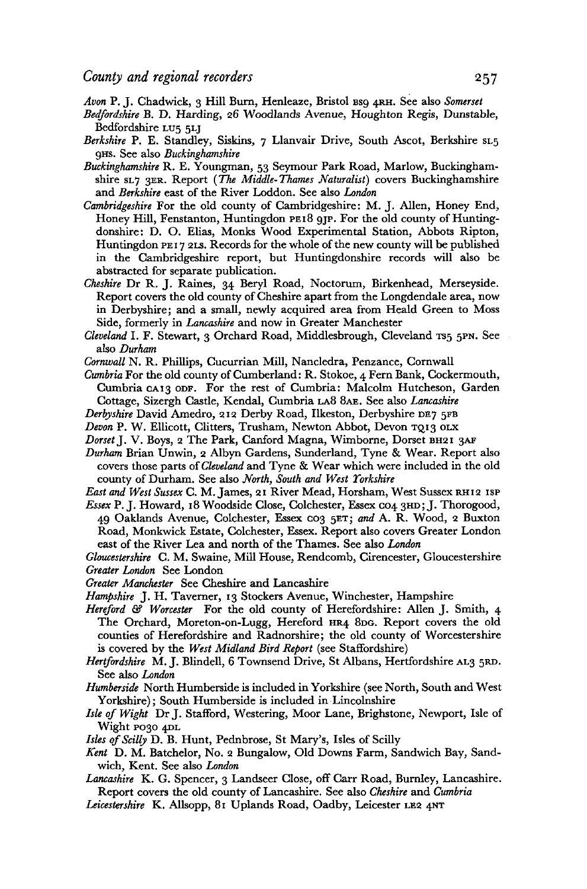## County and regional recorders

*Avon* P. J. Chadwick, 3 Hill Burn, Henleaze, Bristol BS9 4RH. See also *Somerset*

*Bedfordshire* B. D. Harding, 26 Woodlands Avenue, Houghton Regis, Dunstable, Bedfordshire LU5 5LJ

*Berkshire* P. E. Standley, Siskins, 7 Llanvair Drive, South Ascot, Berkshire SL5 9HS. See also *Buckinghamshire*

*Buckinghamshire* R. E. Youngman, 53 Seymour Park Road, Marlow, Buckinghamshire SL7 3ER. Report (*The Middle-Thames Naturalist*) covers Buckinghamshire and *Berkshire* east of the River Loddon. See also *London*

*Cambridgeshire* For the old county of Cambridgeshire: M. J. Allen, Honey End, Honey Hill, Fenstanton, Huntingdon PE18 9JP. For the old county of Huntingdonshire: D. O. Elias, Monks Wood Experimental Station, Abbots Ripton, Huntingdon PE17 2LS. Records for the whole of the new county will be published in the Cambridgeshire report, but Huntingdonshire records will also be abstracted for separate publication.

*Cheshire* Dr R. J. Raines, 34 Beryl Road, Noctorum, Birkenhead, Merseyside. Report covers the old county of Cheshire apart from the Longdendale area, now in Derbyshire; and a small, newly acquired area from Heald Green to Moss Side, formerly in *Lancashire* and now in Greater Manchester

*Cleveland* I. F. Stewart, 3 Orchard Road, Middlesbrough, Cleveland TS5 5PN. See also *Durham*

*Cornwall* N. R. Phillips, Cucurrian Mill, Nancledra, Penzance, Cornwall

*Cumbria* For the old county of Cumberland: R. Stokoe, 4 Fern Bank, Cockermouth, Cumbria CA13 0DF. For the rest of Cumbria: Malcolm Hutcheson, Garden Cottage, Sizergh Castle, Kendal, Cumbria LA8 8AE. See also *Lancashire*

*Derbyshire* David Amedro, 212 Derby Road, Ilkeston, Derbyshire DE7 5FB

*Devon* P. W. Ellicott, Clitters, Trusham, Newton Abbot, Devon TQ13 0LX

*Dorset* J. V. Boys, 2 The Park, Canford Magna, Wimborne, Dorset BH21 3AF

*Durham* Brian Unwin, 2 Albyn Gardens, Sunderland, Tyne & Wear. Report also covers those parts of *Cleveland* and Tyne & Wear which were included in the old county of Durham. See also *North, South and West Yorkshire*

*East and West Sussex* C. M. James, 21 River Mead, Horsham, West Sussex RH12 1SP

*Essex* P. J. Howard, 18 Woodside Close, Colchester, Essex CO4 3HD; J. Thorogood, 49 Oaklands Avenue, Colchester, Essex CO3 5ET; *and* A. R. Wood, 2 Buxton Road, Monkwick Estate, Colchester, Essex. Report also covers Greater London east of the River Lea and north of the Thames. See also *London*

*Gloucestershire* C. M. Swaine, Mill House, Rendcomb, Cirencester, Gloucestershire

*Greater London* See London

*Greater Manchester* See Cheshire and Lancashire

*Hampshire* J. H. Taverner, 13 Stockers Avenue, Winchester, Hampshire

*Hereford & Worcester* For the old county of Herefordshire: Allen J. Smith, 4 The Orchard, Moreton-on-Lugg, Hereford HR4 8DG. Report covers the old counties of Herefordshire and Radnorshire; the old county of Worcestershire is covered by the *West Midland Bird Report* (see Staffordshire)

*Hertfordshire* M. J. Blindell, 6 Townsend Drive, St Albans, Hertfordshire AL3 5RD. See also *London*

*Humberside* North Humberside is included in Yorkshire (see North, South and West Yorkshire); South Humberside is included in Lincolnshire

*Isle of Wight* Dr J. Stafford, Westering, Moor Lane, Brighstone, Newport, Isle of Wight PO30 4DL

*Isles of Scilly* D. B. Hunt, Pednbrose, St Mary's, Isles of Scilly

*Kent* D. M. Batchelor, No. 2 Bungalow, Old Downs Farm, Sandwich Bay, Sandwich, Kent. See also *London*

*Lancashire* K. G. Spencer, 3 Landseer Close, off Carr Road, Burnley, Lancashire. Report covers the old county of Lancashire. See also *Cheshire* and *Cumbria*

*Leicestershire* K. Allsopp, 81 Uplands Road, Oadby, Leicester LE2 4NT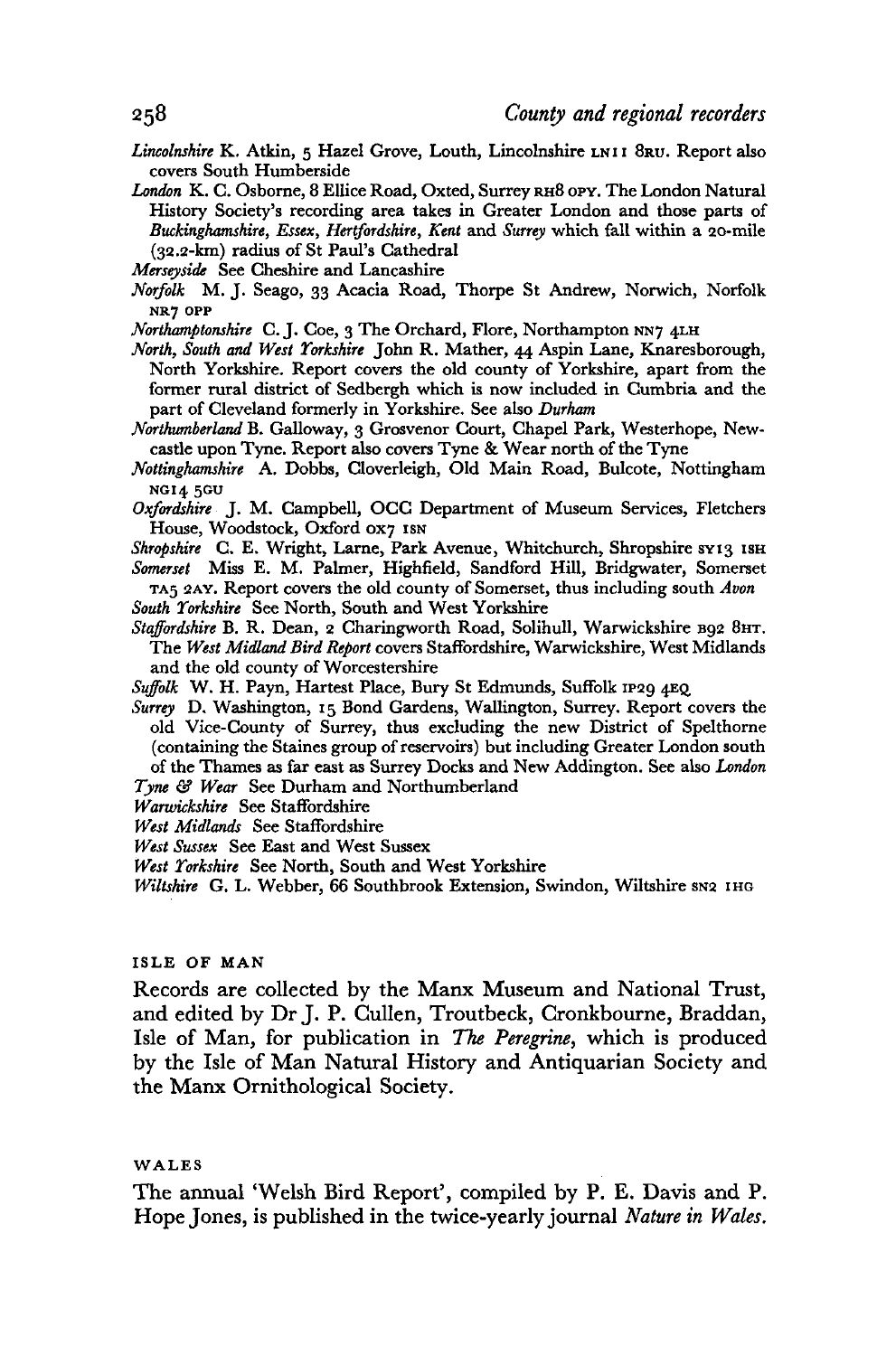*Lincolnshire* K. Atkin, 5 Hazel Grove, Louth, Lincolnshire LN11 8RU. Report also covers South Humberside

*London* K. C. Osborne, 8 Ellice Road, Oxted, Surrey RH8 OPY. The London Natural History Society's recording area takes in Greater London and those parts of *Buckinghamshire, Essex, Hertfordshire, Kent* and *Surrey* which fall within a 20-mile (32.2-km) radius of St Paul's Cathedral

*Merseyside* See Cheshire and Lancashire

*Norfolk* M. J. Seago, 33 Acacia Road, Thorpe St Andrew, Norwich, Norfolk NR7 OPP

*Northamptonshire* C. J. Coe, 3 The Orchard, Flore, Northampton NN7 4LH

*North, South and West Yorkshire* John R. Mather, 44 Aspin Lane, Knaresborough, North Yorkshire. Report covers the old county of Yorkshire, apart from the former rural district of Sedbergh which is now included in Cumbria and the part of Cleveland formerly in Yorkshire. See also *Durham*

*Northumberland* B. Galloway, 3 Grosvenor Court, Chapel Park, Westerhope, Newcastle upon Tyne. Report also covers Tyne & Wear north of the Tyne

*Nottinghamshire* A. Dobbs, Cloverleigh, Old Main Road, Bulcote, Nottingham NG14 5GU

*Oxfordshire* J. M. Campbell, OCC Department of Museum Services, Fletchers House, Woodstock, Oxford OX7 1SN

*Shropshire* C. E. Wright, Larne, Park Avenue, Whitchurch, Shropshire SY13 1SH

*Somerset* Miss E. M. Palmer, Highfield, Sandford Hill, Bridgwater, Somerset TA5 2AY. Report covers the old county of Somerset, thus including south *Avon*

*South Yorkshire* See North, South and West Yorkshire

*Staffordshire* B. R. Dean, 2 Charingworth Road, Solihull, Warwickshire B92 8HT. The *West Midland Bird Report* covers Staffordshire, Warwickshire, West Midlands and the old county of Worcestershire

*Suffolk* W. H. Payn, Hartest Place, Bury St Edmunds, Suffolk IP29 4EQ

*Surrey* D. Washington, 15 Bond Gardens, Wallington, Surrey. Report covers the old Vice-County of Surrey, thus excluding the new District of Spelthorne (containing the Staines group of reservoirs) but including Greater London south of the Thames as far east as Surrey Docks and New Addington. See also *London*

*Tyne & Wear* See Durham and Northumberland

*Warwickshire* See Staffordshire

*West Midlands* See Staffordshire

*West Sussex* See East and West Sussex

*West Yorkshire* See North, South and West Yorkshire

*Wiltshire* G. L. Webber, 66 Southbrook Extension, Swindon, Wiltshire SN2 1HG

## ISLE OF MAN

Records are collected by the Manx Museum and National Trust, and edited by Dr J. P. Cullen, Troutbeck, Cronkbourne, Braddan, Isle of Man, for publication in *The Peregrine*, which is produced by the Isle of Man Natural History and Antiquarian Society and the Manx Ornithological Society.

## WALES

The annual 'Welsh Bird Report', compiled by P. E. Davis and P. Hope Jones, is published in the twice-yearly journal *Nature in Wales.*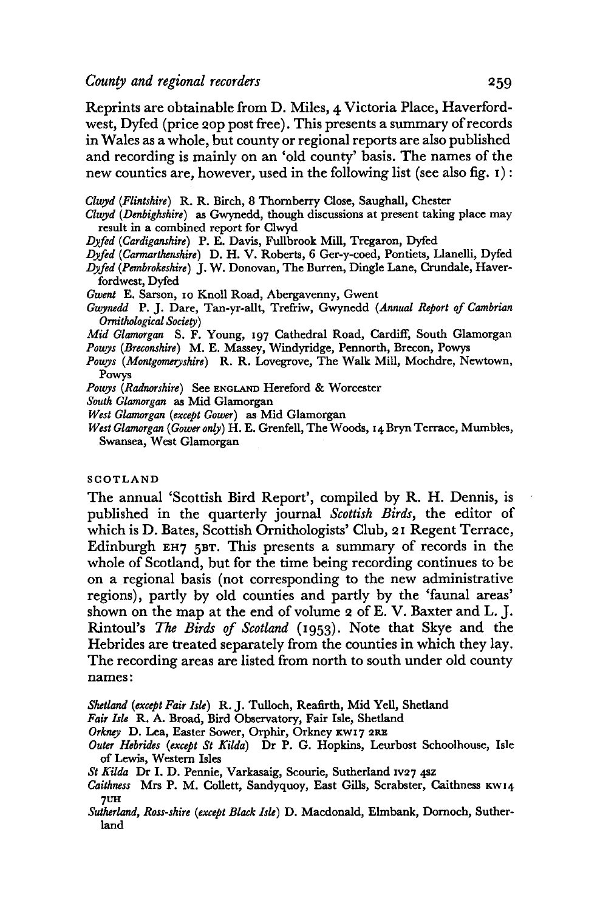Reprints are obtainable from D. Miles, 4 Victoria Place, Haverfordwest, Dyfed (price 20p post free). This presents a summary of records in Wales as a whole, but county or regional reports are also published and recording is mainly on an 'old county' basis. The names of the new counties are, however, used in the following list (see also fig. 1):

*Clwyd (Flintshire)* R. R. Birch, 8 Thornberry Close, Saughall, Chester

*Clwyd (Denbighshire)* as Gwynedd, though discussions at present taking place may result in a combined report for Clwyd

*Dyfed (Cardiganshire)* P. E. Davis, Fullbrook Mill, Tregaron, Dyfed

*Dyfed (Carmarthenshire)* D. H. V. Roberts, 6 Ger-y-coed, Pontiets, Llanelli, Dyfed

*Dyfed (Pembrokeshire)* J. W. Donovan, The Burren, Dingle Lane, Crundale, Haverfordwest, Dyfed

*Gwent* E. Sarson, 10 Knoll Road, Abergavenny, Gwent

*Gwynedd* P. J. Dare, Tan-yr-allt, Trefriw, Gwynedd (*Annual Report of Cambrian Ornithological Society*)

*Mid Glamorgan* S. F. Young, 197 Cathedral Road, Cardiff, South Glamorgan

*Powys (Breconshire)* M. E. Massey, Windyridge, Pennorth, Brecon, Powys

*Powys (Montgomeryshire)* R. R. Lovegrove, The Walk Mill, Mochdre, Newtown, Powys

*Powys (Radnorshire)* See ENGLAND Hereford & Worcester

*South Glamorgan* as Mid Glamorgan

*West Glamorgan (except Gower)* as Mid Glamorgan

*West Glamorgan (Gower only)* H. E. Grenfell, The Woods, 14 Bryn Terrace, Mumbles, Swansea, West Glamorgan

## SCOTLAND

The annual 'Scottish Bird Report', compiled by R. H. Dennis, is published in the quarterly journal *Scottish Birds*, the editor of which is D. Bates, Scottish Ornithologists' Club, 21 Regent Terrace, Edinburgh EH7 5BT. This presents a summary of records in the whole of Scotland, but for the time being recording continues to be on a regional basis (not corresponding to the new administrative regions), partly by old counties and partly by the 'faunal areas' shown on the map at the end of volume 2 of E. V. Baxter and L. J. Rintoul's *The Birds of Scotland* (1953). Note that Skye and the Hebrides are treated separately from the counties in which they lay. The recording areas are listed from north to south under old county names:

*Shetland (except Fair Isle)* R. J. Tulloch, Reafirth, Mid Yell, Shetland

*Fair Isle* R. A. Broad, Bird Observatory, Fair Isle, Shetland

*Orkney* D. Lea, Easter Sower, Orphir, Orkney KW17 2RE

*Outer Hebrides (except St Kilda)* Dr P. G. Hopkins, Leurbost Schoolhouse, Isle of Lewis, Western Isles

*St Kilda* Dr I. D. Pennie, Varkasaig, Scourie, Sutherland IV27 4SZ

*Caithness* Mrs P. M. Collett, Sandyquoy, East Gills, Scrabster, Caithness KW14 7UH

*Sutherland, Ross-shire (except Black Isle)* D. Macdonald, Elmbank, Dornoch, Sutherland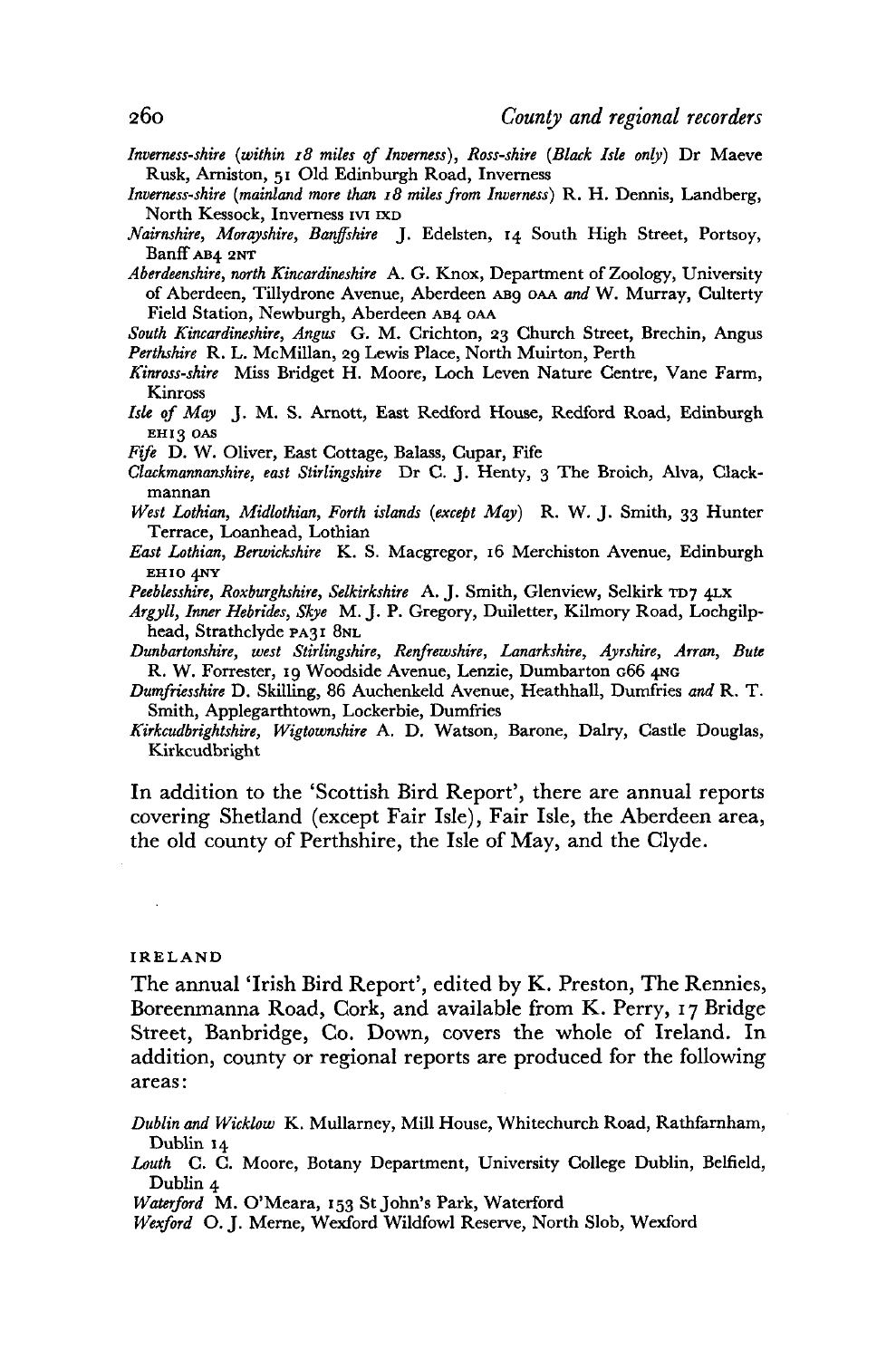*Inverness-shire (within 18 miles of Inverness), Ross-shire (Black Isle only)* Dr Maeve Rusk, Arniston, 51 Old Edinburgh Road, Inverness

*Inverness-shire (mainland more than 18 miles from Inverness)* R. H. Dennis, Landberg, North Kessock, Inverness IV1 1XD

*Nairnshire, Morayshire, Banffshire* J. Edelsten, 14 South High Street, Portsoy, Banff AB4 2NT

*Aberdeenshire, north Kincardineshire* A. G. Knox, Department of Zoology, University of Aberdeen, Tillydrone Avenue, Aberdeen AB9 0AA *and* W. Murray, Culterty Field Station, Newburgh, Aberdeen AB4 0AA

*South Kincardineshire, Angus* G. M. Crichton, 23 Church Street, Brechin, Angus

*Perthshire* R. L. McMillan, 29 Lewis Place, North Muirton, Perth

*Kinross-shire* Miss Bridget H. Moore, Loch Leven Nature Centre, Vane Farm, Kinross

*Isle of May* J. M. S. Arnott, East Redford House, Redford Road, Edinburgh EH13 0AS

*Fife* D. W. Oliver, East Cottage, Balass, Cupar, Fife

*Clackmannanshire, east Stirlingshire* Dr C. J. Henty, 3 The Broich, Alva, Clackmannan

*West Lothian, Midlothian, Forth islands (except May)* R. W. J. Smith, 33 Hunter Terrace, Loanhead, Lothian

*East Lothian, Berwickshire* K. S. Macgregor, 16 Merchiston Avenue, Edinburgh EH10 4NY

*Peeblesshire, Roxburghshire, Selkirkshire* A. J. Smith, Glenview, Selkirk TD7 4LX

*Argyll, Inner Hebrides, Skye* M. J. P. Gregory, Duiletter, Kilmory Road, Lochgilphead, Strathclyde PA31 8NL

*Dunbartonshire, west Stirlingshire, Renfrewshire, Lanarkshire, Ayrshire, Arran, Bute* R. W. Forrester, 19 Woodside Avenue, Lenzie, Dumbarton G66 4NG

*Dumfriesshire* D. Skilling, 86 Auchenkeld Avenue, Heathhall, Dumfries *and* R. T. Smith, Applegarthtown, Lockerbie, Dumfries

*Kirkcudbrightshire, Wigtownshire* A. D. Watson, Barone, Dalry, Castle Douglas, Kirkcudbright

In addition to the 'Scottish Bird Report', there are annual reports covering Shetland (except Fair Isle), Fair Isle, the Aberdeen area, the old county of Perthshire, the Isle of May, and the Clyde.

## IRELAND

The annual 'Irish Bird Report', edited by K. Preston, The Rennies, Boreenmanna Road, Cork, and available from K. Perry, 17 Bridge Street, Banbridge, Co. Down, covers the whole of Ireland. In addition, county or regional reports are produced for the following areas:

*Dublin and Wicklow* K. Mullarney, Mill House, Whitechurch Road, Rathfarnham, Dublin 14

*Louth* C. C. Moore, Botany Department, University College Dublin, Belfield, Dublin 4

*Waterford* M. O'Meara, 153 St John's Park, Waterford

*Wexford* O. J. Merne, Wexford Wildfowl Reserve, North Slob, Wexford